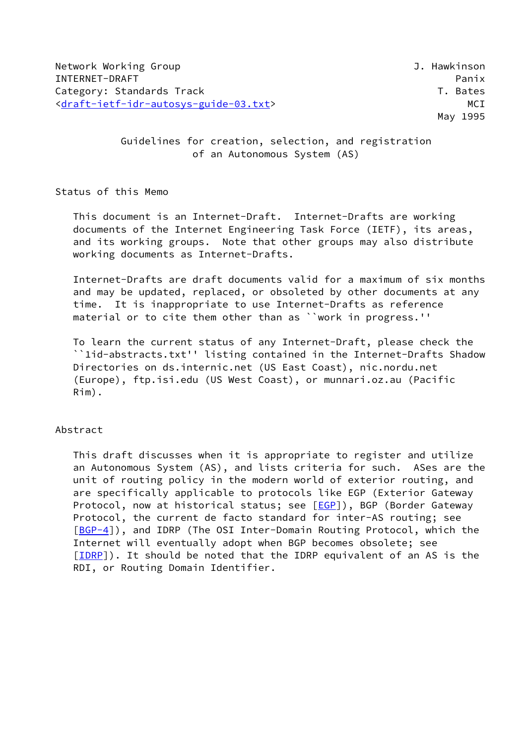Network Working Group J. Hawkinson
INTERNET-DRAFT Panix
Category: Standards Track T. Bates
<draft-ietf-idr-autosys-guide-03.txt> MCI
May 1995

# Guidelines for creation, selection, and registration of an Autonomous System (AS)

## Status of this Memo

This document is an Internet-Draft. Internet-Drafts are working documents of the Internet Engineering Task Force (IETF), its areas, and its working groups. Note that other groups may also distribute working documents as Internet-Drafts.

Internet-Drafts are draft documents valid for a maximum of six months and may be updated, replaced, or obsoleted by other documents at any time. It is inappropriate to use Internet-Drafts as reference material or to cite them other than as ``work in progress.''

To learn the current status of any Internet-Draft, please check the ``1id-abstracts.txt'' listing contained in the Internet-Drafts Shadow Directories on ds.internic.net (US East Coast), nic.nordu.net (Europe), ftp.isi.edu (US West Coast), or munnari.oz.au (Pacific Rim).

## Abstract

This draft discusses when it is appropriate to register and utilize an Autonomous System (AS), and lists criteria for such. ASes are the unit of routing policy in the modern world of exterior routing, and are specifically applicable to protocols like EGP (Exterior Gateway Protocol, now at historical status; see [EGP]), BGP (Border Gateway Protocol, the current de facto standard for inter-AS routing; see [BGP-4]), and IDRP (The OSI Inter-Domain Routing Protocol, which the Internet will eventually adopt when BGP becomes obsolete; see [IDRP]). It should be noted that the IDRP equivalent of an AS is the RDI, or Routing Domain Identifier.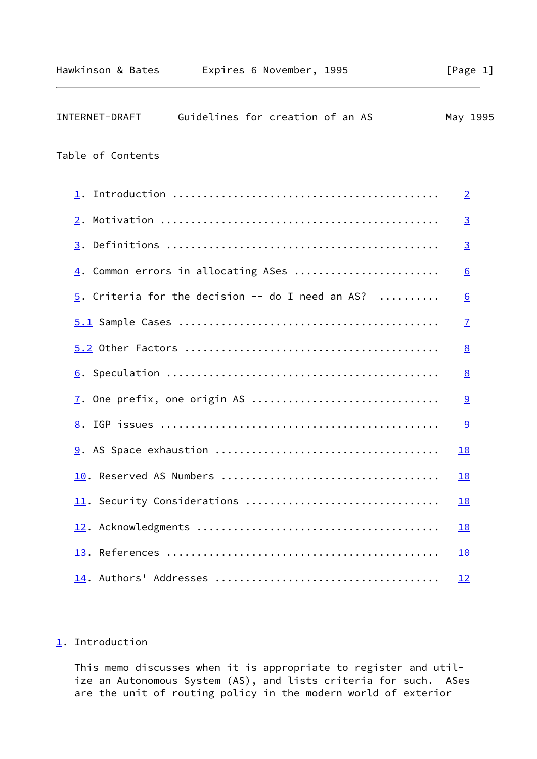Table of Contents

1. Introduction .......................................... 2
2. Motivation ............................................ 3
3. Definitions ........................................... 3
4. Common errors in allocating ASes ...................... 6
5. Criteria for the decision -- do I need an AS? ......... 6
5.1 Sample Cases ......................................... 7
5.2 Other Factors ........................................ 8
6. Speculation ........................................... 8
7. One prefix, one origin AS ............................. 9
8. IGP issues ............................................ 9
9. AS Space exhaustion ................................... 10
10. Reserved AS Numbers .................................. 10
11. Security Considerations .............................. 10
12. Acknowledgments ...................................... 10
13. References ........................................... 10
14. Authors' Addresses ................................... 12

## 1. Introduction

This memo discusses when it is appropriate to register and utilize an Autonomous System (AS), and lists criteria for such. ASes are the unit of routing policy in the modern world of exterior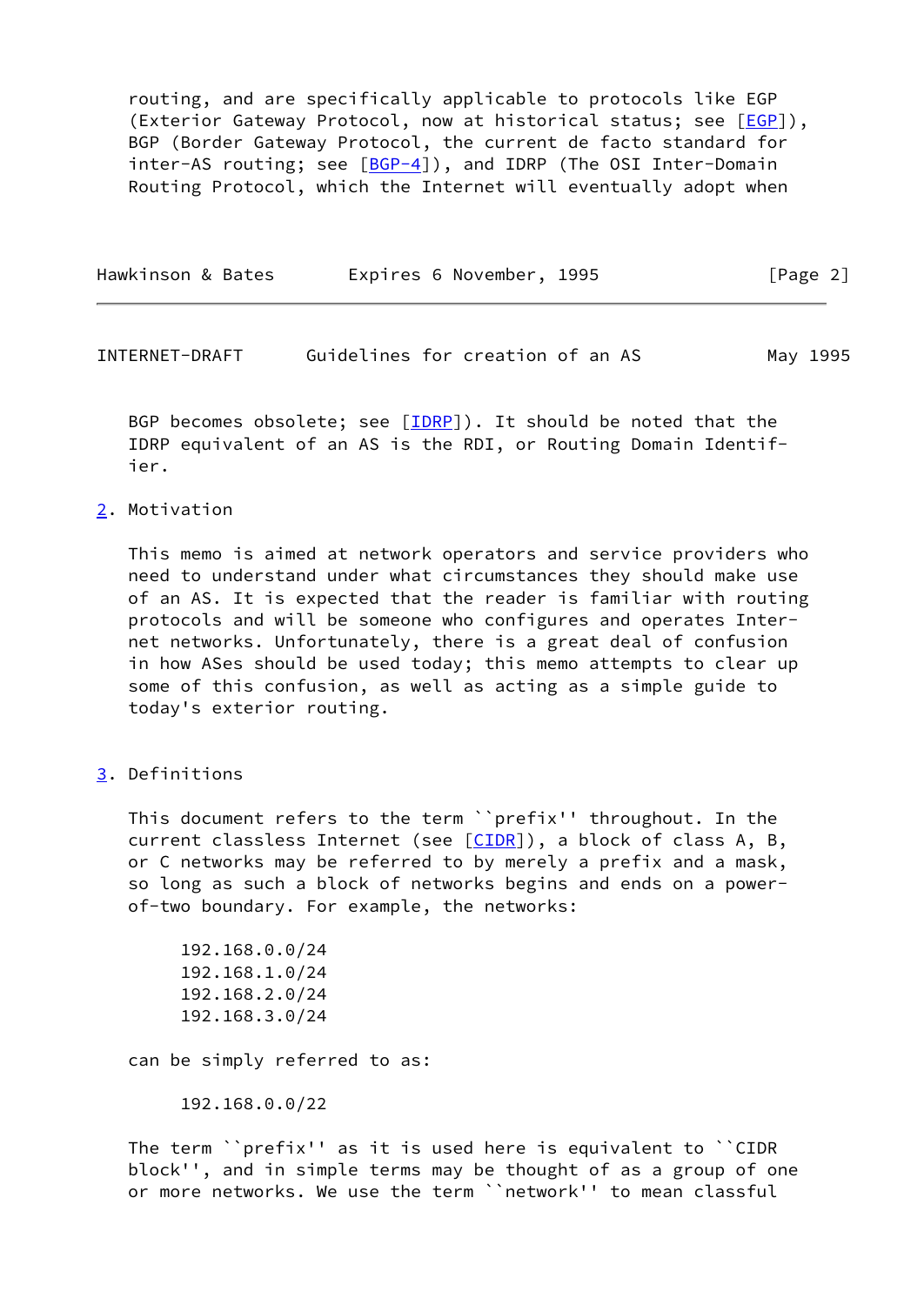routing, and are specifically applicable to protocols like EGP (Exterior Gateway Protocol, now at historical status; see [EGP]), BGP (Border Gateway Protocol, the current de facto standard for inter-AS routing; see [BGP-4]), and IDRP (The OSI Inter-Domain Routing Protocol, which the Internet will eventually adopt when BGP becomes obsolete; see [IDRP]). It should be noted that the IDRP equivalent of an AS is the RDI, or Routing Domain Identifier.

## 2. Motivation

This memo is aimed at network operators and service providers who need to understand under what circumstances they should make use of an AS. It is expected that the reader is familiar with routing protocols and will be someone who configures and operates Internet networks. Unfortunately, there is a great deal of confusion in how ASes should be used today; this memo attempts to clear up some of this confusion, as well as acting as a simple guide to today's exterior routing.

## 3. Definitions

This document refers to the term ``prefix'' throughout. In the current classless Internet (see [CIDR]), a block of class A, B, or C networks may be referred to by merely a prefix and a mask, so long as such a block of networks begins and ends on a power-of-two boundary. For example, the networks:

```
192.168.0.0/24
192.168.1.0/24
192.168.2.0/24
192.168.3.0/24
```

can be simply referred to as:

```
192.168.0.0/22
```

The term ``prefix'' as it is used here is equivalent to ``CIDR block'', and in simple terms may be thought of as a group of one or more networks. We use the term ``network'' to mean classful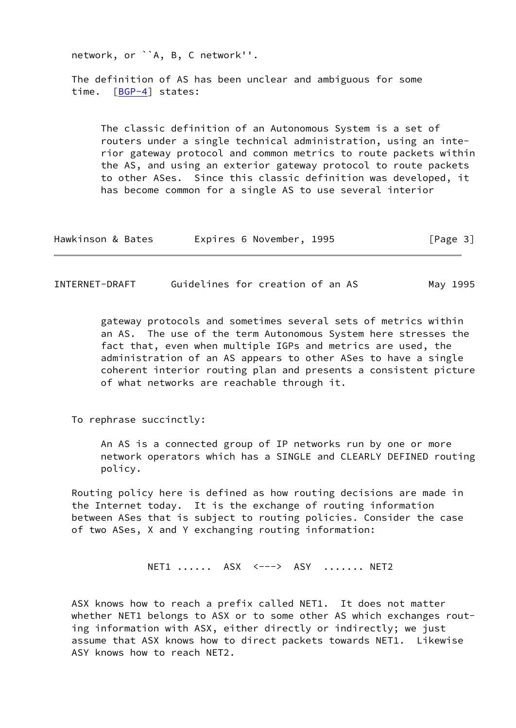network, or ``A, B, C network''.

The definition of AS has been unclear and ambiguous for some time. [BGP-4] states:

> The classic definition of an Autonomous System is a set of routers under a single technical administration, using an interior gateway protocol and common metrics to route packets within the AS, and using an exterior gateway protocol to route packets to other ASes. Since this classic definition was developed, it has become common for a single AS to use several interior gateway protocols and sometimes several sets of metrics within an AS. The use of the term Autonomous System here stresses the fact that, even when multiple IGPs and metrics are used, the administration of an AS appears to other ASes to have a single coherent interior routing plan and presents a consistent picture of what networks are reachable through it.

To rephrase succinctly:

> An AS is a connected group of IP networks run by one or more network operators which has a SINGLE and CLEARLY DEFINED routing policy.

Routing policy here is defined as how routing decisions are made in the Internet today. It is the exchange of routing information between ASes that is subject to routing policies. Consider the case of two ASes, X and Y exchanging routing information:

```
NET1 ......  ASX  <--->  ASY  ....... NET2
```

ASX knows how to reach a prefix called NET1. It does not matter whether NET1 belongs to ASX or to some other AS which exchanges routing information with ASX, either directly or indirectly; we just assume that ASX knows how to direct packets towards NET1. Likewise ASY knows how to reach NET2.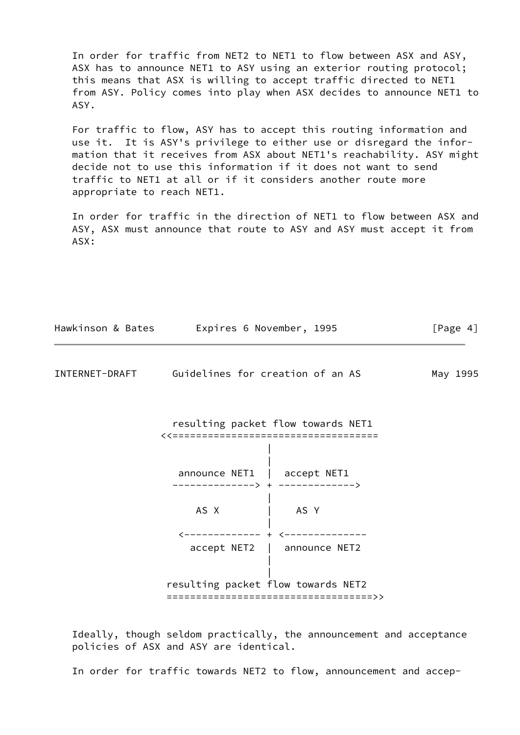In order for traffic from NET2 to NET1 to flow between ASX and ASY, ASX has to announce NET1 to ASY using an exterior routing protocol; this means that ASX is willing to accept traffic directed to NET1 from ASY. Policy comes into play when ASX decides to announce NET1 to ASY.

For traffic to flow, ASY has to accept this routing information and use it. It is ASY's privilege to either use or disregard the information that it receives from ASX about NET1's reachability. ASY might decide not to use this information if it does not want to send traffic to NET1 at all or if it considers another route more appropriate to reach NET1.

In order for traffic in the direction of NET1 to flow between ASX and ASY, ASX must announce that route to ASY and ASY must accept it from ASX:

```
         resulting packet flow towards NET1
       <<===================================
                          |
                          |
          announce NET1   |  accept NET1
         --------------> + ------------->
                          |
              AS X        |    AS Y
                          |
          <------------- + <--------------
             accept NET2  |  announce NET2
                          |
                          |
        resulting packet flow towards NET2
        ===================================>>
```

Ideally, though seldom practically, the announcement and acceptance policies of ASX and ASY are identical.

In order for traffic towards NET2 to flow, announcement and accep-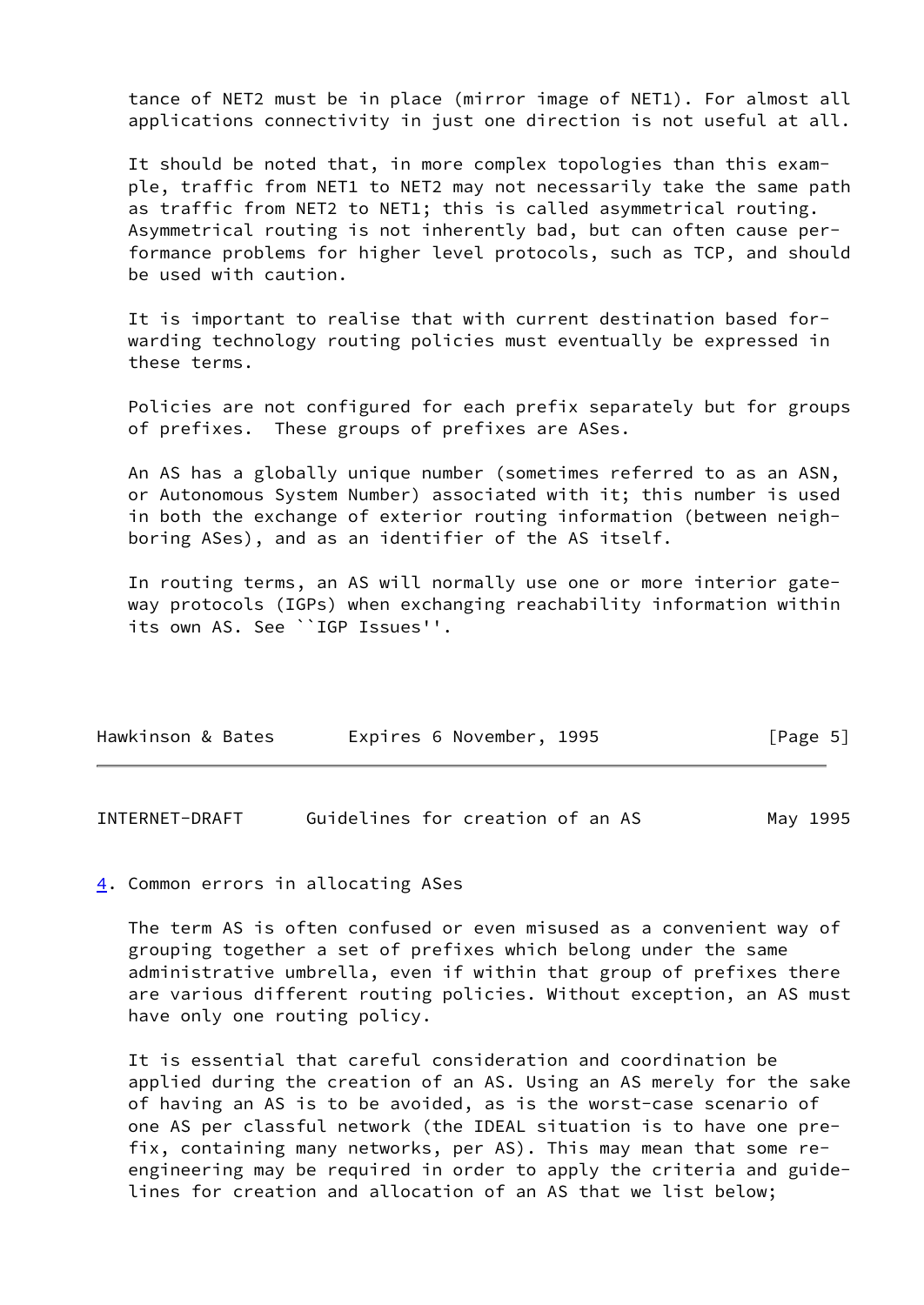tance of NET2 must be in place (mirror image of NET1). For almost all applications connectivity in just one direction is not useful at all.

It should be noted that, in more complex topologies than this example, traffic from NET1 to NET2 may not necessarily take the same path as traffic from NET2 to NET1; this is called asymmetrical routing. Asymmetrical routing is not inherently bad, but can often cause performance problems for higher level protocols, such as TCP, and should be used with caution.

It is important to realise that with current destination based forwarding technology routing policies must eventually be expressed in these terms.

Policies are not configured for each prefix separately but for groups of prefixes. These groups of prefixes are ASes.

An AS has a globally unique number (sometimes referred to as an ASN, or Autonomous System Number) associated with it; this number is used in both the exchange of exterior routing information (between neighboring ASes), and as an identifier of the AS itself.

In routing terms, an AS will normally use one or more interior gateway protocols (IGPs) when exchanging reachability information within its own AS. See ``IGP Issues''.

## 4. Common errors in allocating ASes

The term AS is often confused or even misused as a convenient way of grouping together a set of prefixes which belong under the same administrative umbrella, even if within that group of prefixes there are various different routing policies. Without exception, an AS must have only one routing policy.

It is essential that careful consideration and coordination be applied during the creation of an AS. Using an AS merely for the sake of having an AS is to be avoided, as is the worst-case scenario of one AS per classful network (the IDEAL situation is to have one prefix, containing many networks, per AS). This may mean that some re-engineering may be required in order to apply the criteria and guidelines for creation and allocation of an AS that we list below;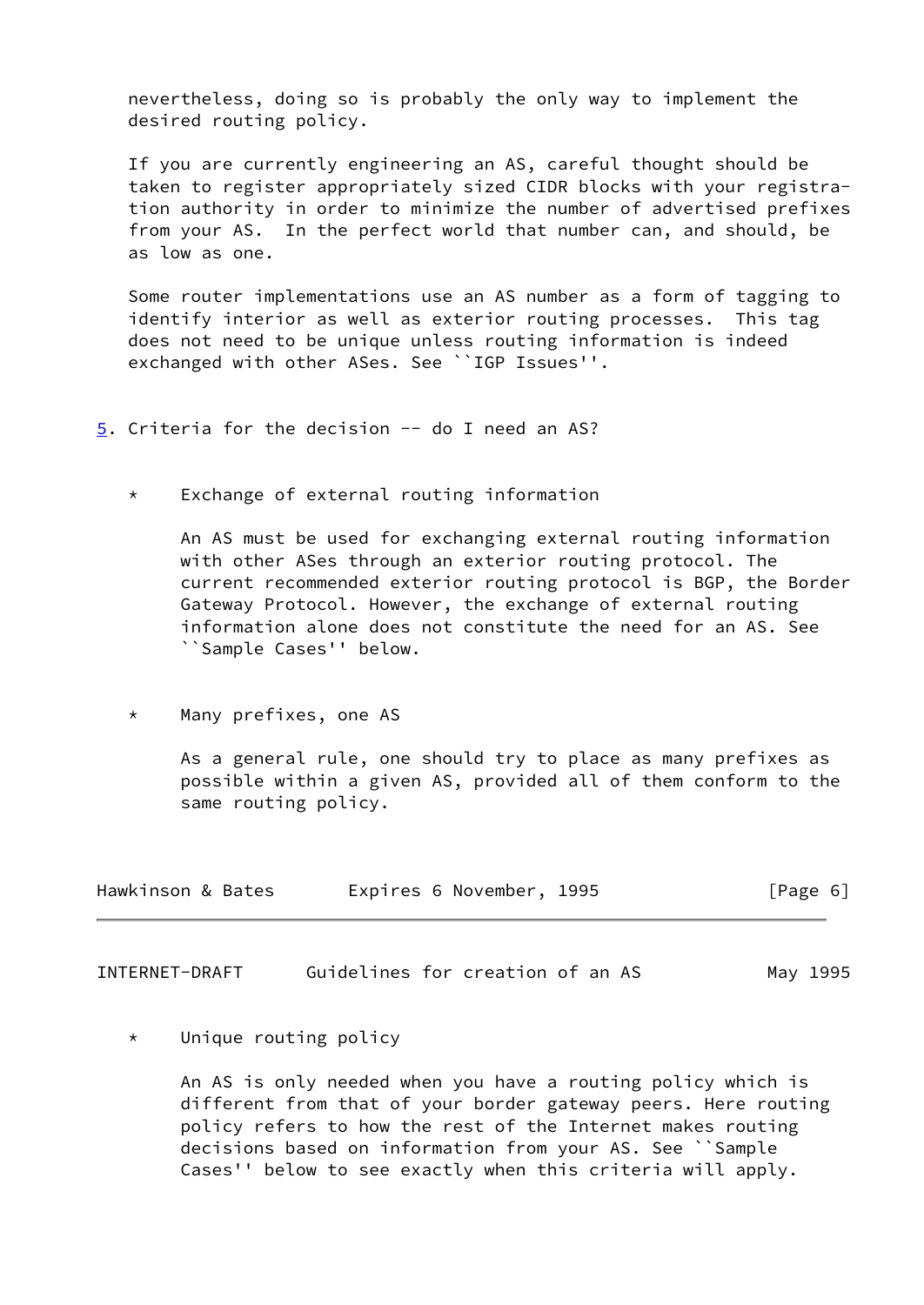nevertheless, doing so is probably the only way to implement the desired routing policy.

If you are currently engineering an AS, careful thought should be taken to register appropriately sized CIDR blocks with your registration authority in order to minimize the number of advertised prefixes from your AS. In the perfect world that number can, and should, be as low as one.

Some router implementations use an AS number as a form of tagging to identify interior as well as exterior routing processes. This tag does not need to be unique unless routing information is indeed exchanged with other ASes. See ``IGP Issues''.

## 5. Criteria for the decision -- do I need an AS?

* Exchange of external routing information

  An AS must be used for exchanging external routing information with other ASes through an exterior routing protocol. The current recommended exterior routing protocol is BGP, the Border Gateway Protocol. However, the exchange of external routing information alone does not constitute the need for an AS. See ``Sample Cases'' below.

* Many prefixes, one AS

  As a general rule, one should try to place as many prefixes as possible within a given AS, provided all of them conform to the same routing policy.

* Unique routing policy

  An AS is only needed when you have a routing policy which is different from that of your border gateway peers. Here routing policy refers to how the rest of the Internet makes routing decisions based on information from your AS. See ``Sample Cases'' below to see exactly when this criteria will apply.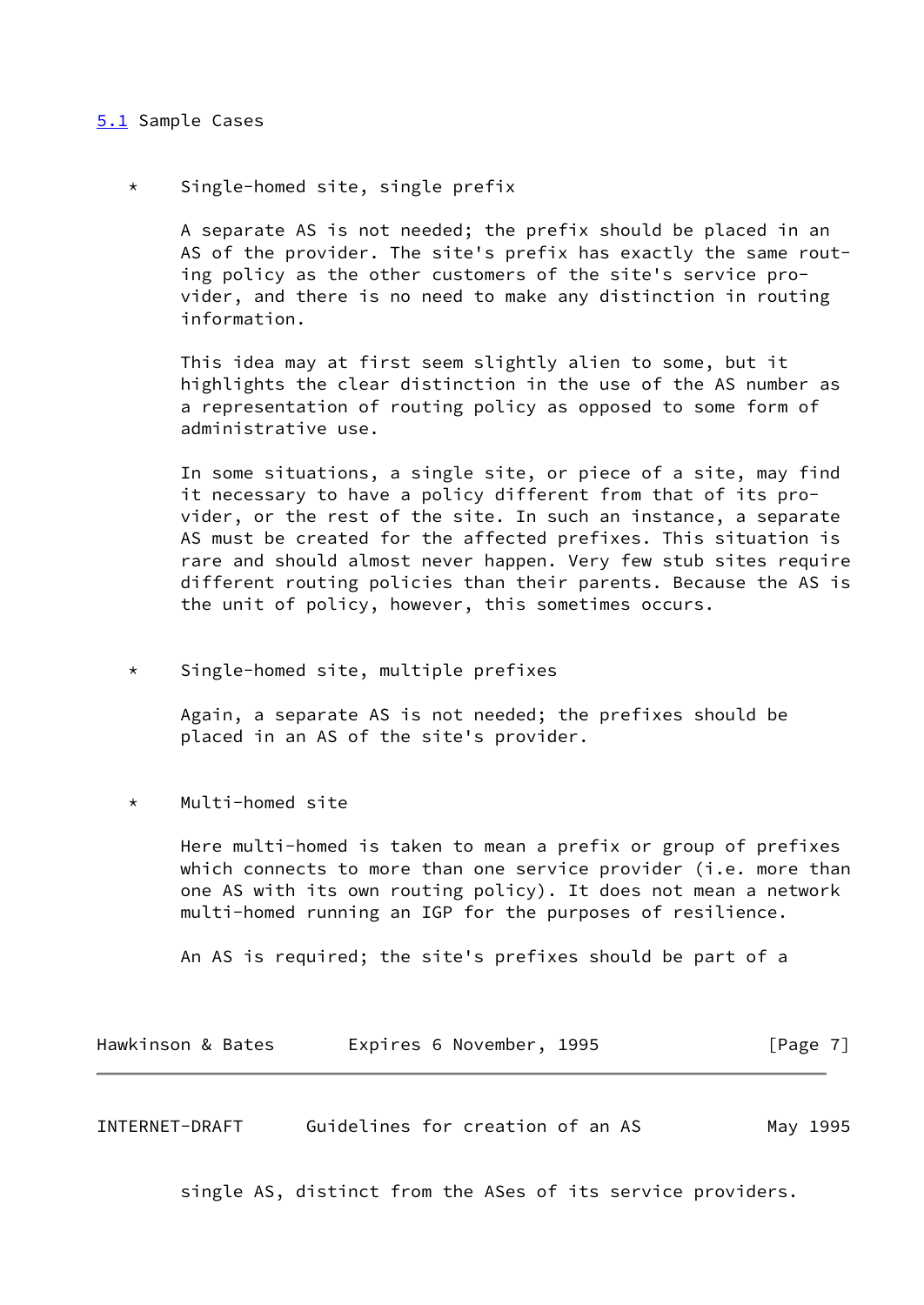### 5.1 Sample Cases

* Single-homed site, single prefix

  A separate AS is not needed; the prefix should be placed in an AS of the provider. The site's prefix has exactly the same routing policy as the other customers of the site's service provider, and there is no need to make any distinction in routing information.

  This idea may at first seem slightly alien to some, but it highlights the clear distinction in the use of the AS number as a representation of routing policy as opposed to some form of administrative use.

  In some situations, a single site, or piece of a site, may find it necessary to have a policy different from that of its provider, or the rest of the site. In such an instance, a separate AS must be created for the affected prefixes. This situation is rare and should almost never happen. Very few stub sites require different routing policies than their parents. Because the AS is the unit of policy, however, this sometimes occurs.

* Single-homed site, multiple prefixes

  Again, a separate AS is not needed; the prefixes should be placed in an AS of the site's provider.

* Multi-homed site

  Here multi-homed is taken to mean a prefix or group of prefixes which connects to more than one service provider (i.e. more than one AS with its own routing policy). It does not mean a network multi-homed running an IGP for the purposes of resilience.

  An AS is required; the site's prefixes should be part of a single AS, distinct from the ASes of its service providers.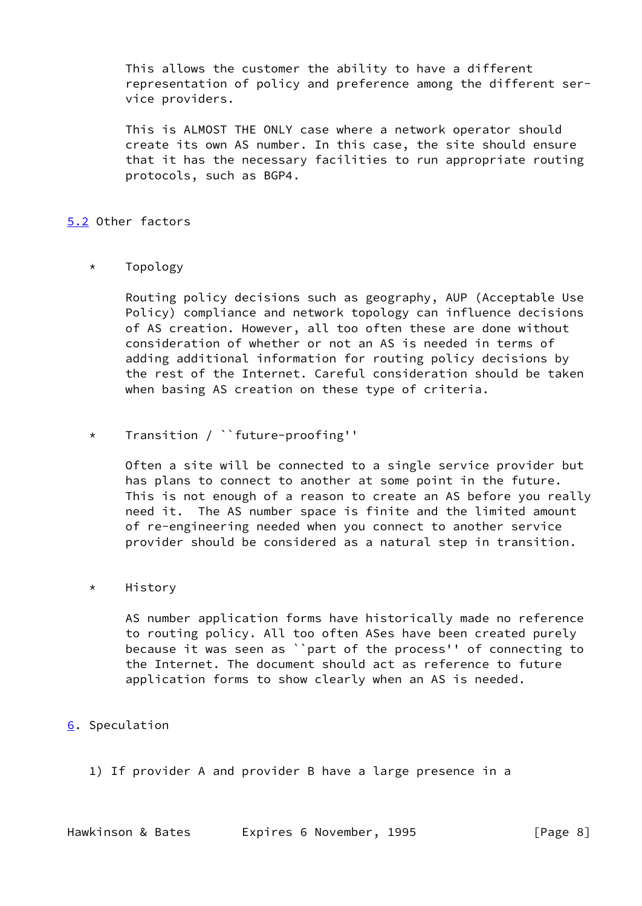This allows the customer the ability to have a different representation of policy and preference among the different service providers.

This is ALMOST THE ONLY case where a network operator should create its own AS number. In this case, the site should ensure that it has the necessary facilities to run appropriate routing protocols, such as BGP4.

## 5.2 Other factors

* Topology

  Routing policy decisions such as geography, AUP (Acceptable Use Policy) compliance and network topology can influence decisions of AS creation. However, all too often these are done without consideration of whether or not an AS is needed in terms of adding additional information for routing policy decisions by the rest of the Internet. Careful consideration should be taken when basing AS creation on these type of criteria.

* Transition / ``future-proofing''

  Often a site will be connected to a single service provider but has plans to connect to another at some point in the future. This is not enough of a reason to create an AS before you really need it. The AS number space is finite and the limited amount of re-engineering needed when you connect to another service provider should be considered as a natural step in transition.

* History

  AS number application forms have historically made no reference to routing policy. All too often ASes have been created purely because it was seen as ``part of the process'' of connecting to the Internet. The document should act as reference to future application forms to show clearly when an AS is needed.

## 6. Speculation

1) If provider A and provider B have a large presence in a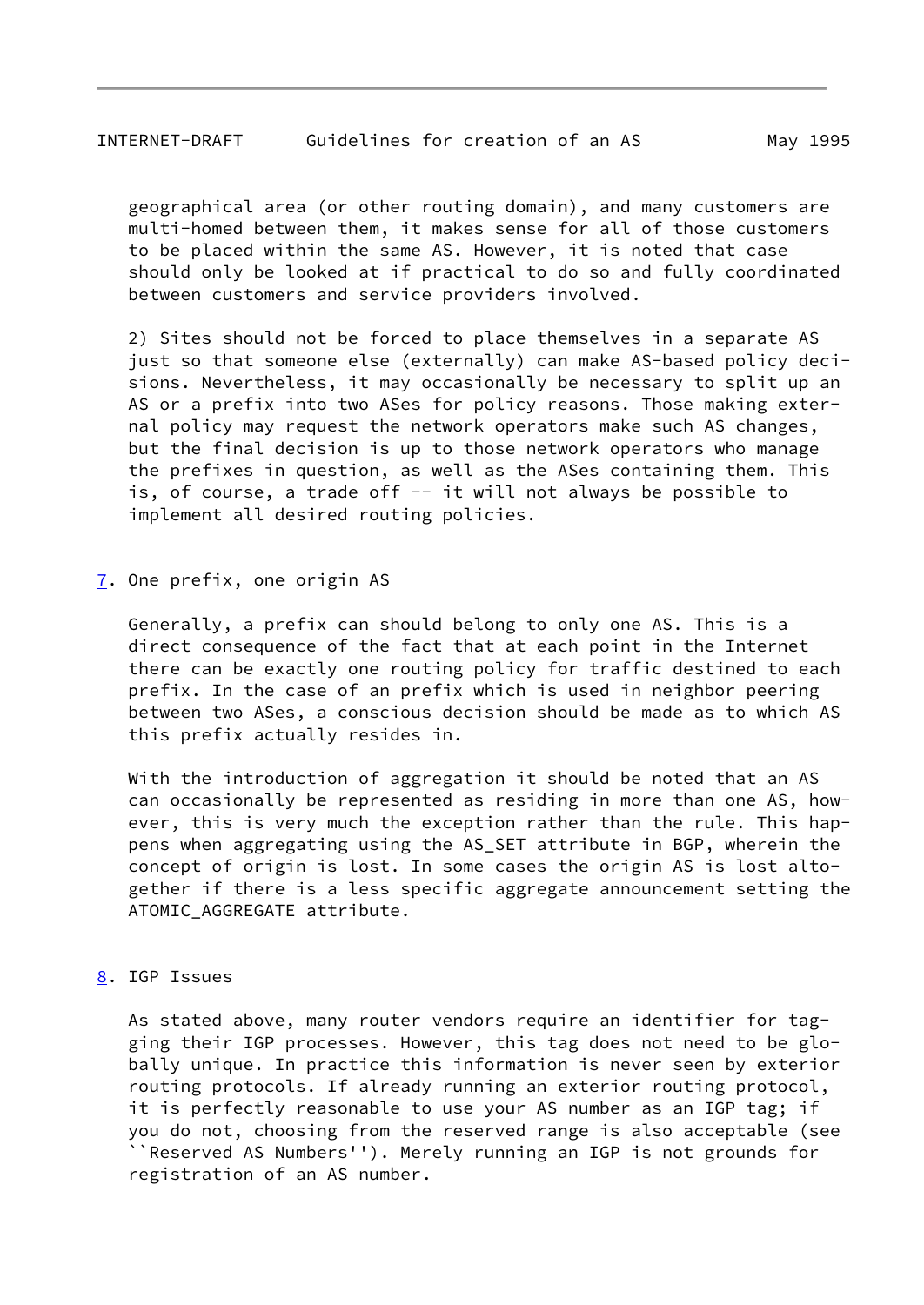geographical area (or other routing domain), and many customers are multi-homed between them, it makes sense for all of those customers to be placed within the same AS. However, it is noted that case should only be looked at if practical to do so and fully coordinated between customers and service providers involved.

2) Sites should not be forced to place themselves in a separate AS just so that someone else (externally) can make AS-based policy decisions. Nevertheless, it may occasionally be necessary to split up an AS or a prefix into two ASes for policy reasons. Those making external policy may request the network operators make such AS changes, but the final decision is up to those network operators who manage the prefixes in question, as well as the ASes containing them. This is, of course, a trade off -- it will not always be possible to implement all desired routing policies.

## 7. One prefix, one origin AS

Generally, a prefix can should belong to only one AS. This is a direct consequence of the fact that at each point in the Internet there can be exactly one routing policy for traffic destined to each prefix. In the case of an prefix which is used in neighbor peering between two ASes, a conscious decision should be made as to which AS this prefix actually resides in.

With the introduction of aggregation it should be noted that an AS can occasionally be represented as residing in more than one AS, however, this is very much the exception rather than the rule. This happens when aggregating using the AS_SET attribute in BGP, wherein the concept of origin is lost. In some cases the origin AS is lost altogether if there is a less specific aggregate announcement setting the ATOMIC_AGGREGATE attribute.

## 8. IGP Issues

As stated above, many router vendors require an identifier for tagging their IGP processes. However, this tag does not need to be globally unique. In practice this information is never seen by exterior routing protocols. If already running an exterior routing protocol, it is perfectly reasonable to use your AS number as an IGP tag; if you do not, choosing from the reserved range is also acceptable (see ``Reserved AS Numbers''). Merely running an IGP is not grounds for registration of an AS number.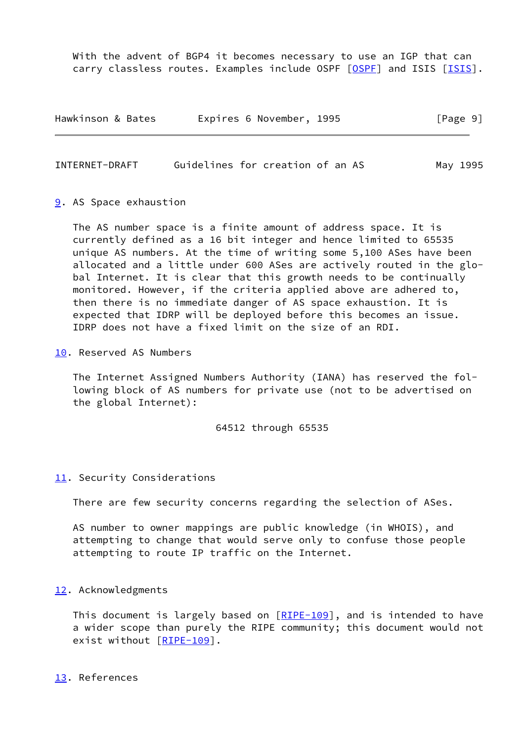With the advent of BGP4 it becomes necessary to use an IGP that can carry classless routes. Examples include OSPF [OSPF] and ISIS [ISIS].

## 9. AS Space exhaustion

The AS number space is a finite amount of address space. It is currently defined as a 16 bit integer and hence limited to 65535 unique AS numbers. At the time of writing some 5,100 ASes have been allocated and a little under 600 ASes are actively routed in the global Internet. It is clear that this growth needs to be continually monitored. However, if the criteria applied above are adhered to, then there is no immediate danger of AS space exhaustion. It is expected that IDRP will be deployed before this becomes an issue. IDRP does not have a fixed limit on the size of an RDI.

## 10. Reserved AS Numbers

The Internet Assigned Numbers Authority (IANA) has reserved the following block of AS numbers for private use (not to be advertised on the global Internet):

64512 through 65535

## 11. Security Considerations

There are few security concerns regarding the selection of ASes.

AS number to owner mappings are public knowledge (in WHOIS), and attempting to change that would serve only to confuse those people attempting to route IP traffic on the Internet.

## 12. Acknowledgments

This document is largely based on [RIPE-109], and is intended to have a wider scope than purely the RIPE community; this document would not exist without [RIPE-109].

## 13. References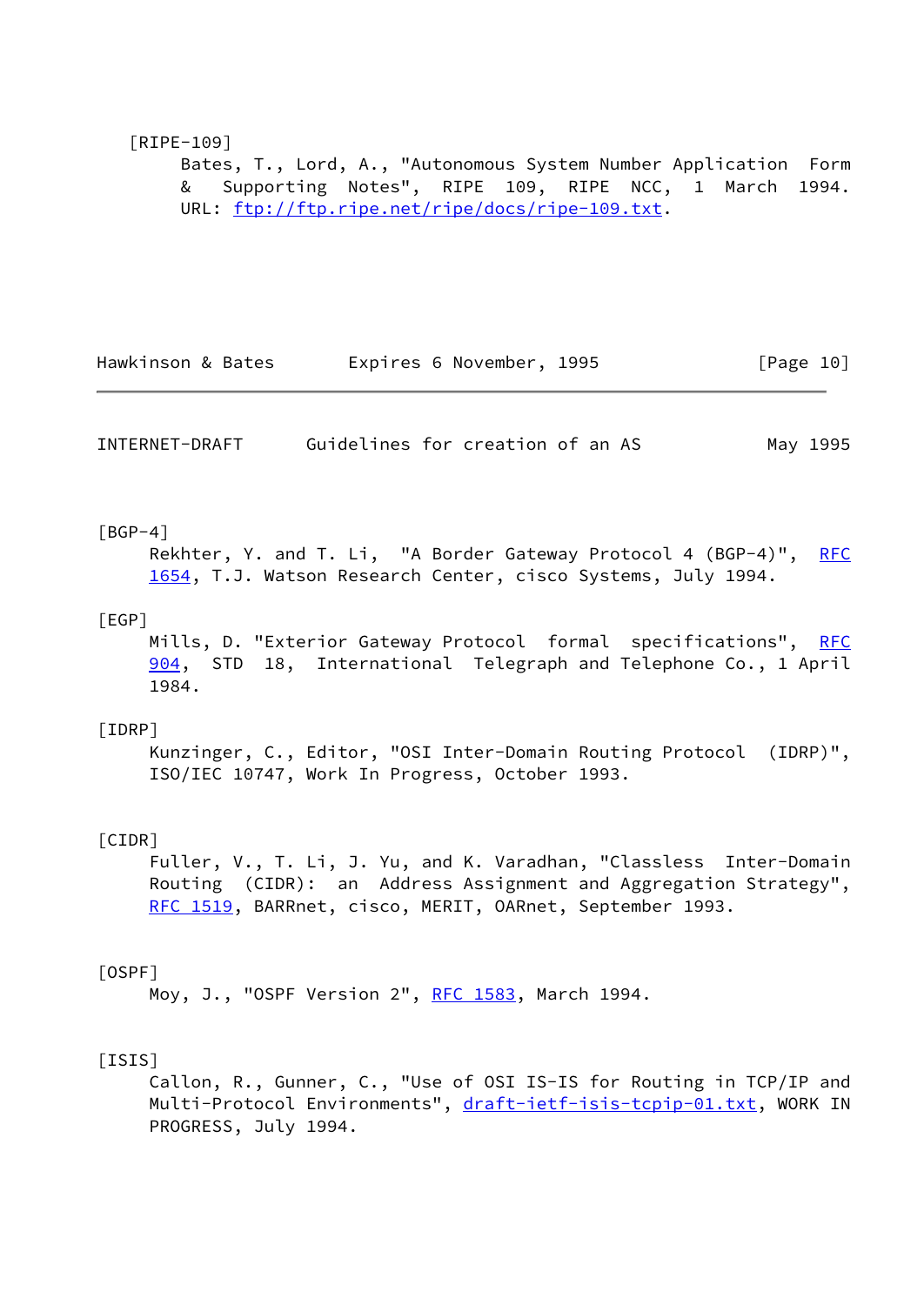[RIPE-109]
Bates, T., Lord, A., "Autonomous System Number Application Form & Supporting Notes", RIPE 109, RIPE NCC, 1 March 1994. URL: ftp://ftp.ripe.net/ripe/docs/ripe-109.txt.

[BGP-4]
Rekhter, Y. and T. Li, "A Border Gateway Protocol 4 (BGP-4)", RFC 1654, T.J. Watson Research Center, cisco Systems, July 1994.

[EGP]
Mills, D. "Exterior Gateway Protocol formal specifications", RFC 904, STD 18, International Telegraph and Telephone Co., 1 April 1984.

[IDRP]
Kunzinger, C., Editor, "OSI Inter-Domain Routing Protocol (IDRP)", ISO/IEC 10747, Work In Progress, October 1993.

[CIDR]
Fuller, V., T. Li, J. Yu, and K. Varadhan, "Classless Inter-Domain Routing (CIDR): an Address Assignment and Aggregation Strategy", RFC 1519, BARRnet, cisco, MERIT, OARnet, September 1993.

[OSPF]
Moy, J., "OSPF Version 2", RFC 1583, March 1994.

[ISIS]
Callon, R., Gunner, C., "Use of OSI IS-IS for Routing in TCP/IP and Multi-Protocol Environments", draft-ietf-isis-tcpip-01.txt, WORK IN PROGRESS, July 1994.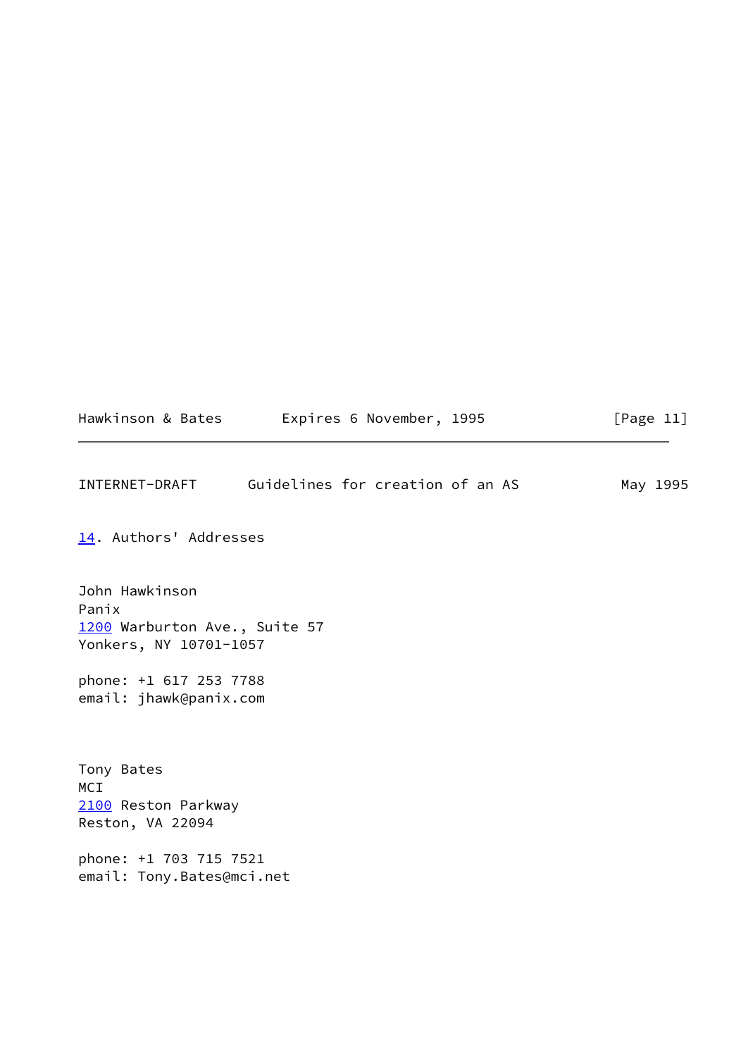## 14. Authors' Addresses

John Hawkinson
Panix
1200 Warburton Ave., Suite 57
Yonkers, NY 10701-1057

phone: +1 617 253 7788
email: jhawk@panix.com

Tony Bates
MCI
2100 Reston Parkway
Reston, VA 22094

phone: +1 703 715 7521
email: Tony.Bates@mci.net